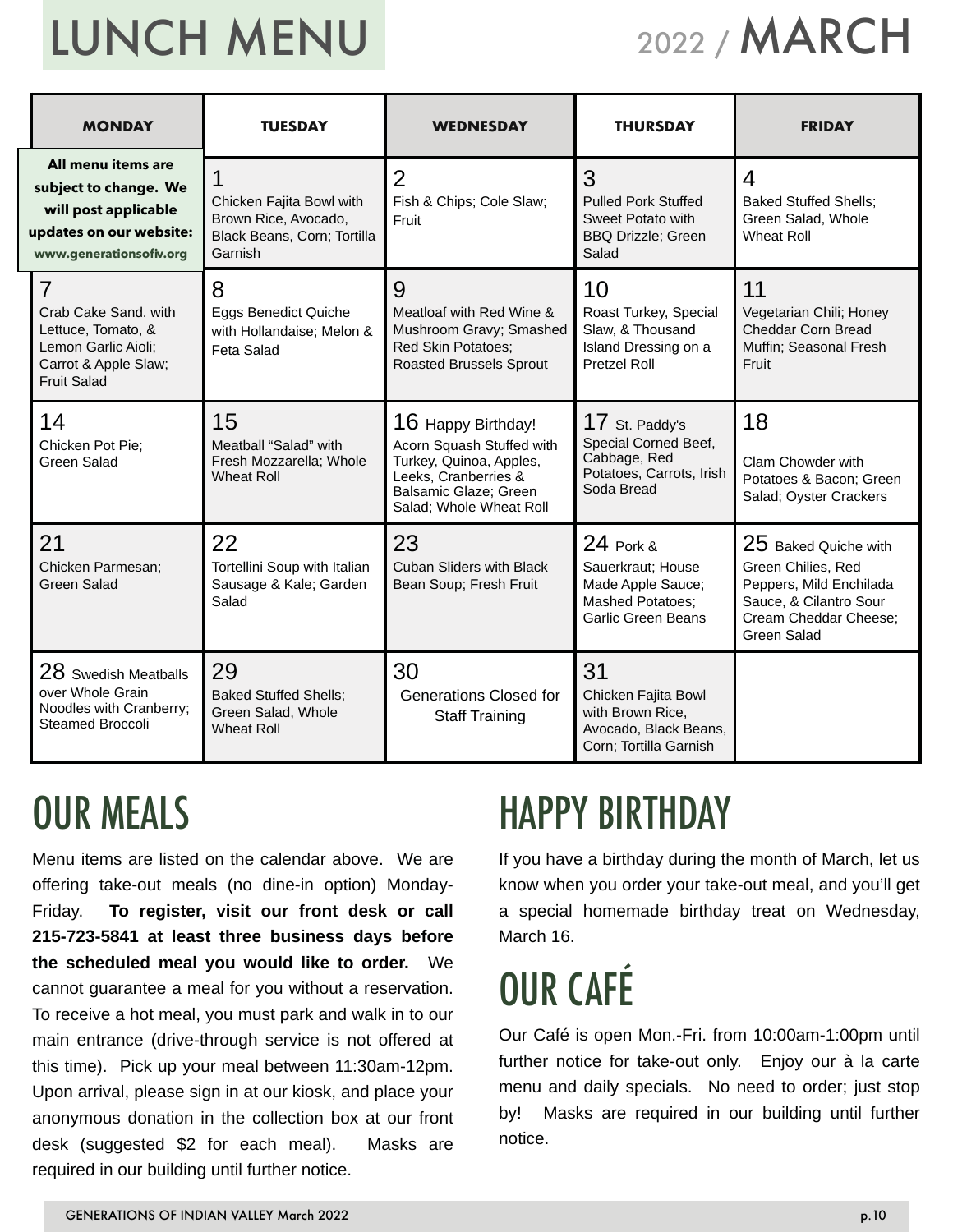# LUNCH MENU

2022 / MARCH

| MONDAY | TUESDAY | WEDNESDAY | THURSDAY | FRIDAY |
|---|---|---|---|---|
| **All menu items are subject to change. We will post applicable updates on our website: www.generationsofiv.org** | 1 Chicken Fajita Bowl with Brown Rice, Avocado, Black Beans, Corn; Tortilla Garnish | 2 Fish & Chips; Cole Slaw; Fruit | 3 Pulled Pork Stuffed Sweet Potato with BBQ Drizzle; Green Salad | 4 Baked Stuffed Shells; Green Salad, Whole Wheat Roll |
| 7 Crab Cake Sand. with Lettuce, Tomato, & Lemon Garlic Aioli; Carrot & Apple Slaw; Fruit Salad | 8 Eggs Benedict Quiche with Hollandaise; Melon & Feta Salad | 9 Meatloaf with Red Wine & Mushroom Gravy; Smashed Red Skin Potatoes; Roasted Brussels Sprout | 10 Roast Turkey, Special Slaw, & Thousand Island Dressing on a Pretzel Roll | 11 Vegetarian Chili; Honey Cheddar Corn Bread Muffin; Seasonal Fresh Fruit |
| 14 Chicken Pot Pie; Green Salad | 15 Meatball "Salad" with Fresh Mozzarella; Whole Wheat Roll | 16 Happy Birthday! Acorn Squash Stuffed with Turkey, Quinoa, Apples, Leeks, Cranberries & Balsamic Glaze; Green Salad; Whole Wheat Roll | 17 St. Paddy's Special Corned Beef, Cabbage, Red Potatoes, Carrots, Irish Soda Bread | 18 Clam Chowder with Potatoes & Bacon; Green Salad; Oyster Crackers |
| 21 Chicken Parmesan; Green Salad | 22 Tortellini Soup with Italian Sausage & Kale; Garden Salad | 23 Cuban Sliders with Black Bean Soup; Fresh Fruit | 24 Pork & Sauerkraut; House Made Apple Sauce; Mashed Potatoes; Garlic Green Beans | 25 Baked Quiche with Green Chilies, Red Peppers, Mild Enchilada Sauce, & Cilantro Sour Cream Cheddar Cheese; Green Salad |
| 28 Swedish Meatballs over Whole Grain Noodles with Cranberry; Steamed Broccoli | 29 Baked Stuffed Shells; Green Salad, Whole Wheat Roll | 30 Generations Closed for Staff Training | 31 Chicken Fajita Bowl with Brown Rice, Avocado, Black Beans, Corn; Tortilla Garnish | |

## OUR MEALS

Menu items are listed on the calendar above. We are offering take-out meals (no dine-in option) Monday-Friday. **To register, visit our front desk or call 215-723-5841 at least three business days before the scheduled meal you would like to order.** We cannot guarantee a meal for you without a reservation. To receive a hot meal, you must park and walk in to our main entrance (drive-through service is not offered at this time). Pick up your meal between 11:30am-12pm. Upon arrival, please sign in at our kiosk, and place your anonymous donation in the collection box at our front desk (suggested $2 for each meal). Masks are required in our building until further notice.

## HAPPY BIRTHDAY

If you have a birthday during the month of March, let us know when you order your take-out meal, and you'll get a special homemade birthday treat on Wednesday, March 16.

## OUR CAFÉ

Our Café is open Mon.-Fri. from 10:00am-1:00pm until further notice for take-out only. Enjoy our à la carte menu and daily specials. No need to order; just stop by! Masks are required in our building until further notice.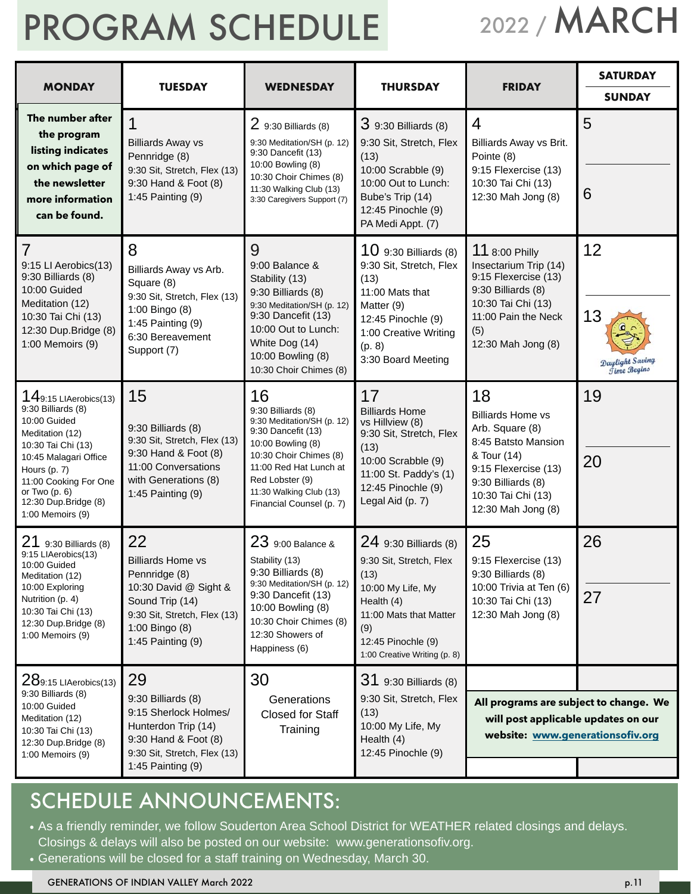# PROGRAM SCHEDULE

2022 / MARCH

| MONDAY | TUESDAY | WEDNESDAY | THURSDAY | FRIDAY | SATURDAY / SUNDAY |
|---|---|---|---|---|---|
| **The number after the program listing indicates on which page of the newsletter more information can be found.** | 1<br>Billiards Away vs Pennridge (8)<br>9:30 Sit, Stretch, Flex (13)<br>9:30 Hand & Foot (8)<br>1:45 Painting (9) | 2 9:30 Billiards (8)<br>9:30 Meditation/SH (p. 12)<br>9:30 Dancefit (13)<br>10:00 Bowling (8)<br>10:30 Choir Chimes (8)<br>11:30 Walking Club (13)<br>3:30 Caregivers Support (7) | 3 9:30 Billiards (8)<br>9:30 Sit, Stretch, Flex (13)<br>10:00 Scrabble (9)<br>10:00 Out to Lunch: Bube's Trip (14)<br>12:45 Pinochle (9)<br>PA Medi Appt. (7) | 4<br>Billiards Away vs Brit. Pointe (8)<br>9:15 Flexercise (13)<br>10:30 Tai Chi (13)<br>12:30 Mah Jong (8) | 5<br><br>6 |
| 7<br>9:15 LI Aerobics(13)<br>9:30 Billiards (8)<br>10:00 Guided Meditation (12)<br>10:30 Tai Chi (13)<br>12:30 Dup.Bridge (8)<br>1:00 Memoirs (9) | 8<br>Billiards Away vs Arb. Square (8)<br>9:30 Sit, Stretch, Flex (13)<br>1:00 Bingo (8)<br>1:45 Painting (9)<br>6:30 Bereavement Support (7) | 9<br>9:00 Balance & Stability (13)<br>9:30 Billiards (8)<br>9:30 Meditation/SH (p. 12)<br>9:30 Dancefit (13)<br>10:00 Out to Lunch: White Dog (14)<br>10:00 Bowling (8)<br>10:30 Choir Chimes (8) | 10 9:30 Billiards (8)<br>9:30 Sit, Stretch, Flex (13)<br>11:00 Mats that Matter (9)<br>12:45 Pinochle (9)<br>1:00 Creative Writing (p. 8)<br>3:30 Board Meeting | 11 8:00 Philly Insectarium Trip (14)<br>9:15 Flexercise (13)<br>9:30 Billiards (8)<br>10:30 Tai Chi (13)<br>11:00 Pain the Neck (5)<br>12:30 Mah Jong (8) | 12<br><br>13<br>Daylight Saving Time Begins |
| 14 9:15 LIAerobics(13)<br>9:30 Billiards (8)<br>10:00 Guided Meditation (12)<br>10:30 Tai Chi (13)<br>10:45 Malagari Office Hours (p. 7)<br>11:00 Cooking For One or Two (p. 6)<br>12:30 Dup.Bridge (8)<br>1:00 Memoirs (9) | 15<br>9:30 Billiards (8)<br>9:30 Sit, Stretch, Flex (13)<br>9:30 Hand & Foot (8)<br>11:00 Conversations with Generations (8)<br>1:45 Painting (9) | 16<br>9:30 Billiards (8)<br>9:30 Meditation/SH (p. 12)<br>9:30 Dancefit (13)<br>10:00 Bowling (8)<br>10:30 Choir Chimes (8)<br>11:00 Red Hat Lunch at Red Lobster (9)<br>11:30 Walking Club (13)<br>Financial Counsel (p. 7) | 17<br>Billiards Home vs Hillview (8)<br>9:30 Sit, Stretch, Flex (13)<br>10:00 Scrabble (9)<br>11:00 St. Paddy's (1)<br>12:45 Pinochle (9)<br>Legal Aid (p. 7) | 18<br>Billiards Home vs Arb. Square (8)<br>8:45 Batsto Mansion & Tour (14)<br>9:15 Flexercise (13)<br>9:30 Billiards (8)<br>10:30 Tai Chi (13)<br>12:30 Mah Jong (8) | 19<br><br>20 |
| 21 9:30 Billiards (8)<br>9:15 LIAerobics(13)<br>10:00 Guided Meditation (12)<br>10:00 Exploring Nutrition (p. 4)<br>10:30 Tai Chi (13)<br>12:30 Dup.Bridge (8)<br>1:00 Memoirs (9) | 22<br>Billiards Home vs Pennridge (8)<br>10:30 David @ Sight & Sound Trip (14)<br>9:30 Sit, Stretch, Flex (13)<br>1:00 Bingo (8)<br>1:45 Painting (9) | 23 9:00 Balance & Stability (13)<br>9:30 Billiards (8)<br>9:30 Meditation/SH (p. 12)<br>9:30 Dancefit (13)<br>10:00 Bowling (8)<br>10:30 Choir Chimes (8)<br>12:30 Showers of Happiness (6) | 24 9:30 Billiards (8)<br>9:30 Sit, Stretch, Flex (13)<br>10:00 My Life, My Health (4)<br>11:00 Mats that Matter (9)<br>12:45 Pinochle (9)<br>1:00 Creative Writing (p. 8) | 25<br>9:15 Flexercise (13)<br>9:30 Billiards (8)<br>10:00 Trivia at Ten (6)<br>10:30 Tai Chi (13)<br>12:30 Mah Jong (8) | 26<br><br>27 |
| 28 9:15 LIAerobics(13)<br>9:30 Billiards (8)<br>10:00 Guided Meditation (12)<br>10:30 Tai Chi (13)<br>12:30 Dup.Bridge (8)<br>1:00 Memoirs (9) | 29<br>9:30 Billiards (8)<br>9:15 Sherlock Holmes/ Hunterdon Trip (14)<br>9:30 Hand & Foot (8)<br>9:30 Sit, Stretch, Flex (13)<br>1:45 Painting (9) | 30<br>Generations Closed for Staff Training | 31 9:30 Billiards (8)<br>9:30 Sit, Stretch, Flex (13)<br>10:00 My Life, My Health (4)<br>12:45 Pinochle (9) | **All programs are subject to change. We will post applicable updates on our website: www.generationsofiv.org** | |

## SCHEDULE ANNOUNCEMENTS:

- As a friendly reminder, we follow Souderton Area School District for WEATHER related closings and delays. Closings & delays will also be posted on our website: www.generationsofiv.org.
- Generations will be closed for a staff training on Wednesday, March 30.